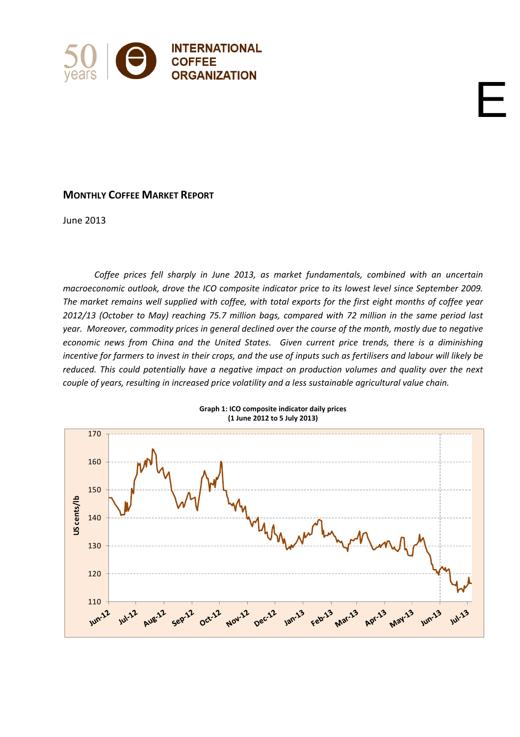# MONTHLY COFFEE MARKET REPORT

June 2013

*Coffee prices fell sharply in June 2013, as market fundamentals, combined with an uncertain macroeconomic outlook, drove the ICO composite indicator price to its lowest level since September 2009. The market remains well supplied with coffee, with total exports for the first eight months of coffee year 2012/13 (October to May) reaching 75.7 million bags, compared with 72 million in the same period last year. Moreover, commodity prices in general declined over the course of the month, mostly due to negative economic news from China and the United States. Given current price trends, there is a diminishing incentive for farmers to invest in their crops, and the use of inputs such as fertilisers and labour will likely be reduced. This could potentially have a negative impact on production volumes and quality over the next couple of years, resulting in increased price volatility and a less sustainable agricultural value chain.*

**Graph 1: ICO composite indicator daily prices (1 June 2012 to 5 July 2013)**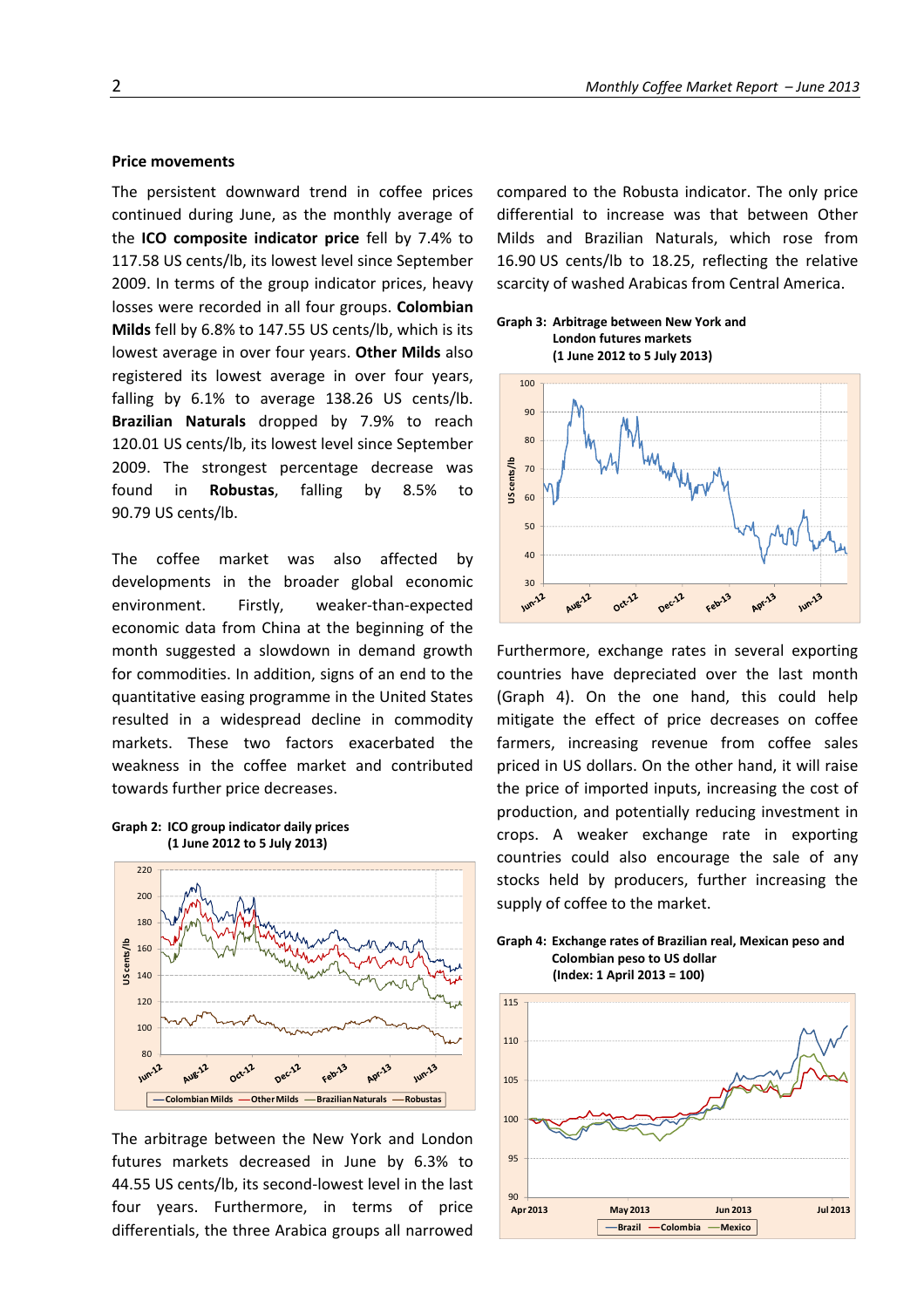## Price movements

The persistent downward trend in coffee prices continued during June, as the monthly average of the **ICO composite indicator price** fell by 7.4% to 117.58 US cents/lb, its lowest level since September 2009. In terms of the group indicator prices, heavy losses were recorded in all four groups. **Colombian Milds** fell by 6.8% to 147.55 US cents/lb, which is its lowest average in over four years. **Other Milds** also registered its lowest average in over four years, falling by 6.1% to average 138.26 US cents/lb. **Brazilian Naturals** dropped by 7.9% to reach 120.01 US cents/lb, its lowest level since September 2009. The strongest percentage decrease was found in **Robustas**, falling by 8.5% to 90.79 US cents/lb.

The coffee market was also affected by developments in the broader global economic environment. Firstly, weaker-than-expected economic data from China at the beginning of the month suggested a slowdown in demand growth for commodities. In addition, signs of an end to the quantitative easing programme in the United States resulted in a widespread decline in commodity markets. These two factors exacerbated the weakness in the coffee market and contributed towards further price decreases.

**Graph 2: ICO group indicator daily prices (1 June 2012 to 5 July 2013)**

The arbitrage between the New York and London futures markets decreased in June by 6.3% to 44.55 US cents/lb, its second-lowest level in the last four years. Furthermore, in terms of price differentials, the three Arabica groups all narrowed compared to the Robusta indicator. The only price differential to increase was that between Other Milds and Brazilian Naturals, which rose from 16.90 US cents/lb to 18.25, reflecting the relative scarcity of washed Arabicas from Central America.

**Graph 3: Arbitrage between New York and London futures markets (1 June 2012 to 5 July 2013)**

Furthermore, exchange rates in several exporting countries have depreciated over the last month (Graph 4). On the one hand, this could help mitigate the effect of price decreases on coffee farmers, increasing revenue from coffee sales priced in US dollars. On the other hand, it will raise the price of imported inputs, increasing the cost of production, and potentially reducing investment in crops. A weaker exchange rate in exporting countries could also encourage the sale of any stocks held by producers, further increasing the supply of coffee to the market.

**Graph 4: Exchange rates of Brazilian real, Mexican peso and Colombian peso to US dollar (Index: 1 April 2013 = 100)**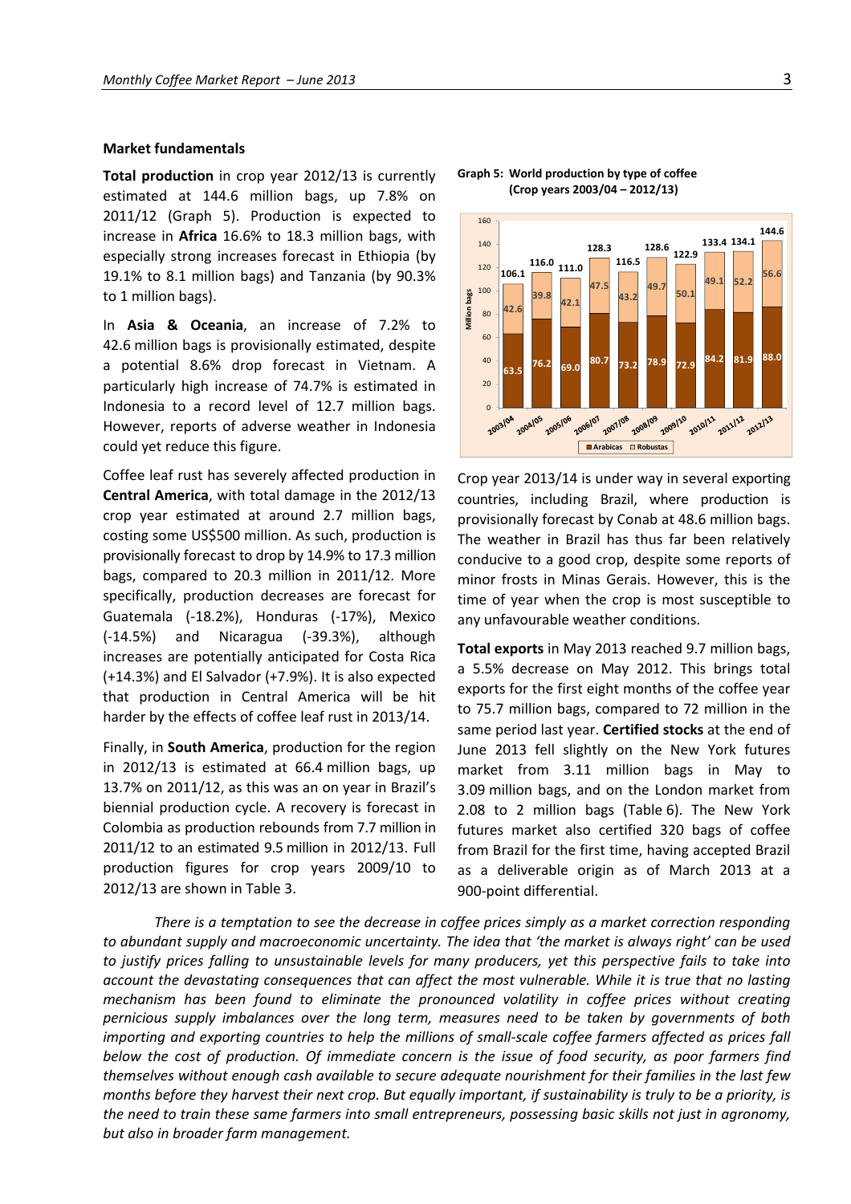## Market fundamentals

**Total production** in crop year 2012/13 is currently estimated at 144.6 million bags, up 7.8% on 2011/12 (Graph 5). Production is expected to increase in **Africa** 16.6% to 18.3 million bags, with especially strong increases forecast in Ethiopia (by 19.1% to 8.1 million bags) and Tanzania (by 90.3% to 1 million bags).

In **Asia & Oceania**, an increase of 7.2% to 42.6 million bags is provisionally estimated, despite a potential 8.6% drop forecast in Vietnam. A particularly high increase of 74.7% is estimated in Indonesia to a record level of 12.7 million bags. However, reports of adverse weather in Indonesia could yet reduce this figure.

Coffee leaf rust has severely affected production in **Central America**, with total damage in the 2012/13 crop year estimated at around 2.7 million bags, costing some US$500 million. As such, production is provisionally forecast to drop by 14.9% to 17.3 million bags, compared to 20.3 million in 2011/12. More specifically, production decreases are forecast for Guatemala (-18.2%), Honduras (-17%), Mexico (-14.5%) and Nicaragua (-39.3%), although increases are potentially anticipated for Costa Rica (+14.3%) and El Salvador (+7.9%). It is also expected that production in Central America will be hit harder by the effects of coffee leaf rust in 2013/14.

Finally, in **South America**, production for the region in 2012/13 is estimated at 66.4 million bags, up 13.7% on 2011/12, as this was an on year in Brazil's biennial production cycle. A recovery is forecast in Colombia as production rebounds from 7.7 million in 2011/12 to an estimated 9.5 million in 2012/13. Full production figures for crop years 2009/10 to 2012/13 are shown in Table 3.

**Graph 5: World production by type of coffee (Crop years 2003/04 – 2012/13)**

| Crop year | Arabicas (million bags) | Robustas (million bags) | Total (million bags) |
|---|---|---|---|
| 2003/04 | 63.5 | 42.6 | 106.1 |
| 2004/05 | 76.2 | 39.8 | 116.0 |
| 2005/06 | 69.0 | 42.1 | 111.0 |
| 2006/07 | 80.7 | 47.5 | 128.3 |
| 2007/08 | 73.2 | 43.2 | 116.5 |
| 2008/09 | 78.9 | 49.7 | 128.6 |
| 2009/10 | 72.9 | 50.1 | 122.9 |
| 2010/11 | 84.2 | 49.1 | 133.4 |
| 2011/12 | 81.9 | 52.2 | 134.1 |
| 2012/13 | 88.0 | 56.6 | 144.6 |

Crop year 2013/14 is under way in several exporting countries, including Brazil, where production is provisionally forecast by Conab at 48.6 million bags. The weather in Brazil has thus far been relatively conducive to a good crop, despite some reports of minor frosts in Minas Gerais. However, this is the time of year when the crop is most susceptible to any unfavourable weather conditions.

**Total exports** in May 2013 reached 9.7 million bags, a 5.5% decrease on May 2012. This brings total exports for the first eight months of the coffee year to 75.7 million bags, compared to 72 million in the same period last year. **Certified stocks** at the end of June 2013 fell slightly on the New York futures market from 3.11 million bags in May to 3.09 million bags, and on the London market from 2.08 to 2 million bags (Table 6). The New York futures market also certified 320 bags of coffee from Brazil for the first time, having accepted Brazil as a deliverable origin as of March 2013 at a 900-point differential.

*There is a temptation to see the decrease in coffee prices simply as a market correction responding to abundant supply and macroeconomic uncertainty. The idea that 'the market is always right' can be used to justify prices falling to unsustainable levels for many producers, yet this perspective fails to take into account the devastating consequences that can affect the most vulnerable. While it is true that no lasting mechanism has been found to eliminate the pronounced volatility in coffee prices without creating pernicious supply imbalances over the long term, measures need to be taken by governments of both importing and exporting countries to help the millions of small-scale coffee farmers affected as prices fall below the cost of production. Of immediate concern is the issue of food security, as poor farmers find themselves without enough cash available to secure adequate nourishment for their families in the last few months before they harvest their next crop. But equally important, if sustainability is truly to be a priority, is the need to train these same farmers into small entrepreneurs, possessing basic skills not just in agronomy, but also in broader farm management.*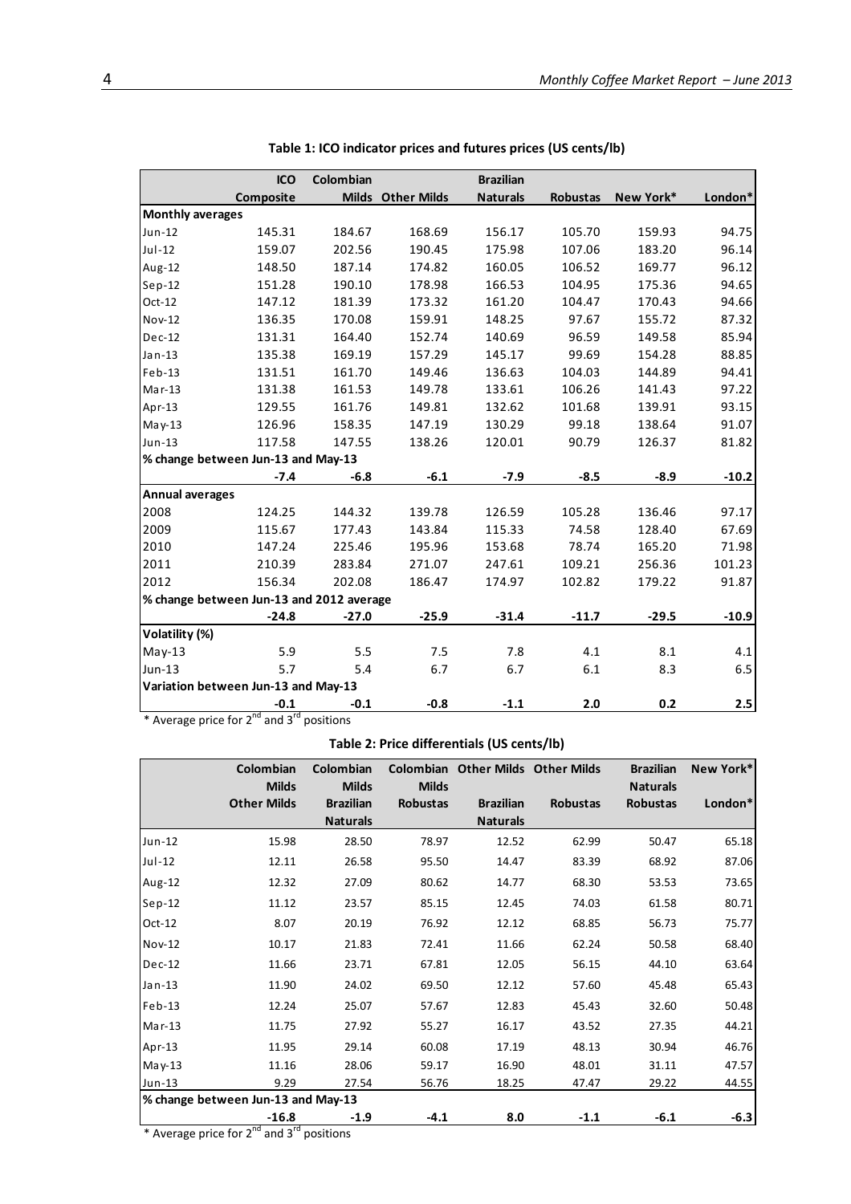**Table 1: ICO indicator prices and futures prices (US cents/lb)**

| | ICO Composite | Colombian Milds | Other Milds | Brazilian Naturals | Robustas | New York* | London* |
|---|---|---|---|---|---|---|---|
| **Monthly averages** | | | | | | | |
| Jun-12 | 145.31 | 184.67 | 168.69 | 156.17 | 105.70 | 159.93 | 94.75 |
| Jul-12 | 159.07 | 202.56 | 190.45 | 175.98 | 107.06 | 183.20 | 96.14 |
| Aug-12 | 148.50 | 187.14 | 174.82 | 160.05 | 106.52 | 169.77 | 96.12 |
| Sep-12 | 151.28 | 190.10 | 178.98 | 166.53 | 104.95 | 175.36 | 94.65 |
| Oct-12 | 147.12 | 181.39 | 173.32 | 161.20 | 104.47 | 170.43 | 94.66 |
| Nov-12 | 136.35 | 170.08 | 159.91 | 148.25 | 97.67 | 155.72 | 87.32 |
| Dec-12 | 131.31 | 164.40 | 152.74 | 140.69 | 96.59 | 149.58 | 85.94 |
| Jan-13 | 135.38 | 169.19 | 157.29 | 145.17 | 99.69 | 154.28 | 88.85 |
| Feb-13 | 131.51 | 161.70 | 149.46 | 136.63 | 104.03 | 144.89 | 94.41 |
| Mar-13 | 131.38 | 161.53 | 149.78 | 133.61 | 106.26 | 141.43 | 97.22 |
| Apr-13 | 129.55 | 161.76 | 149.81 | 132.62 | 101.68 | 139.91 | 93.15 |
| May-13 | 126.96 | 158.35 | 147.19 | 130.29 | 99.18 | 138.64 | 91.07 |
| Jun-13 | 117.58 | 147.55 | 138.26 | 120.01 | 90.79 | 126.37 | 81.82 |
| **% change between Jun-13 and May-13** | | | | | | | |
| | **-7.4** | **-6.8** | **-6.1** | **-7.9** | **-8.5** | **-8.9** | **-10.2** |
| **Annual averages** | | | | | | | |
| 2008 | 124.25 | 144.32 | 139.78 | 126.59 | 105.28 | 136.46 | 97.17 |
| 2009 | 115.67 | 177.43 | 143.84 | 115.33 | 74.58 | 128.40 | 67.69 |
| 2010 | 147.24 | 225.46 | 195.96 | 153.68 | 78.74 | 165.20 | 71.98 |
| 2011 | 210.39 | 283.84 | 271.07 | 247.61 | 109.21 | 256.36 | 101.23 |
| 2012 | 156.34 | 202.08 | 186.47 | 174.97 | 102.82 | 179.22 | 91.87 |
| **% change between Jun-13 and 2012 average** | | | | | | | |
| | **-24.8** | **-27.0** | **-25.9** | **-31.4** | **-11.7** | **-29.5** | **-10.9** |
| **Volatility (%)** | | | | | | | |
| May-13 | 5.9 | 5.5 | 7.5 | 7.8 | 4.1 | 8.1 | 4.1 |
| Jun-13 | 5.7 | 5.4 | 6.7 | 6.7 | 6.1 | 8.3 | 6.5 |
| **Variation between Jun-13 and May-13** | | | | | | | |
| | **-0.1** | **-0.1** | **-0.8** | **-1.1** | **2.0** | **0.2** | **2.5** |

\* Average price for 2nd and 3rd positions

**Table 2: Price differentials (US cents/lb)**

| | Colombian Milds / Other Milds | Colombian Milds / Brazilian Naturals | Colombian Milds / Robustas | Other Milds / Brazilian Naturals | Other Milds / Robustas | Brazilian Naturals / Robustas | New York* / London* |
|---|---|---|---|---|---|---|---|
| Jun-12 | 15.98 | 28.50 | 78.97 | 12.52 | 62.99 | 50.47 | 65.18 |
| Jul-12 | 12.11 | 26.58 | 95.50 | 14.47 | 83.39 | 68.92 | 87.06 |
| Aug-12 | 12.32 | 27.09 | 80.62 | 14.77 | 68.30 | 53.53 | 73.65 |
| Sep-12 | 11.12 | 23.57 | 85.15 | 12.45 | 74.03 | 61.58 | 80.71 |
| Oct-12 | 8.07 | 20.19 | 76.92 | 12.12 | 68.85 | 56.73 | 75.77 |
| Nov-12 | 10.17 | 21.83 | 72.41 | 11.66 | 62.24 | 50.58 | 68.40 |
| Dec-12 | 11.66 | 23.71 | 67.81 | 12.05 | 56.15 | 44.10 | 63.64 |
| Jan-13 | 11.90 | 24.02 | 69.50 | 12.12 | 57.60 | 45.48 | 65.43 |
| Feb-13 | 12.24 | 25.07 | 57.67 | 12.83 | 45.43 | 32.60 | 50.48 |
| Mar-13 | 11.75 | 27.92 | 55.27 | 16.17 | 43.52 | 27.35 | 44.21 |
| Apr-13 | 11.95 | 29.14 | 60.08 | 17.19 | 48.13 | 30.94 | 46.76 |
| May-13 | 11.16 | 28.06 | 59.17 | 16.90 | 48.01 | 31.11 | 47.57 |
| Jun-13 | 9.29 | 27.54 | 56.76 | 18.25 | 47.47 | 29.22 | 44.55 |
| **% change between Jun-13 and May-13** | | | | | | | |
| | **-16.8** | **-1.9** | **-4.1** | **8.0** | **-1.1** | **-6.1** | **-6.3** |

\* Average price for 2nd and 3rd positions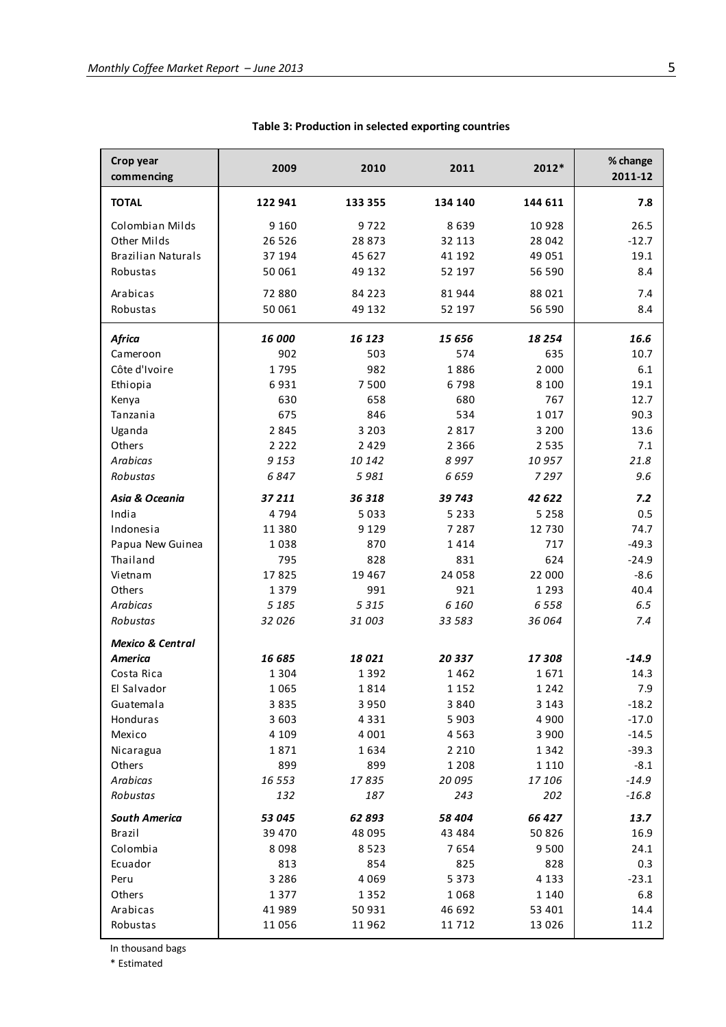**Table 3: Production in selected exporting countries**

| Crop year commencing | 2009 | 2010 | 2011 | 2012* | % change 2011-12 |
|---|---|---|---|---|---|
| **TOTAL** | **122 941** | **133 355** | **134 140** | **144 611** | **7.8** |
| Colombian Milds | 9 160 | 9 722 | 8 639 | 10 928 | 26.5 |
| Other Milds | 26 526 | 28 873 | 32 113 | 28 042 | -12.7 |
| Brazilian Naturals | 37 194 | 45 627 | 41 192 | 49 051 | 19.1 |
| Robustas | 50 061 | 49 132 | 52 197 | 56 590 | 8.4 |
| Arabicas | 72 880 | 84 223 | 81 944 | 88 021 | 7.4 |
| Robustas | 50 061 | 49 132 | 52 197 | 56 590 | 8.4 |
| ***Africa*** | ***16 000*** | ***16 123*** | ***15 656*** | ***18 254*** | ***16.6*** |
| Cameroon | 902 | 503 | 574 | 635 | 10.7 |
| Côte d'Ivoire | 1 795 | 982 | 1 886 | 2 000 | 6.1 |
| Ethiopia | 6 931 | 7 500 | 6 798 | 8 100 | 19.1 |
| Kenya | 630 | 658 | 680 | 767 | 12.7 |
| Tanzania | 675 | 846 | 534 | 1 017 | 90.3 |
| Uganda | 2 845 | 3 203 | 2 817 | 3 200 | 13.6 |
| Others | 2 222 | 2 429 | 2 366 | 2 535 | 7.1 |
| *Arabicas* | *9 153* | *10 142* | *8 997* | *10 957* | *21.8* |
| *Robustas* | *6 847* | *5 981* | *6 659* | *7 297* | *9.6* |
| ***Asia & Oceania*** | ***37 211*** | ***36 318*** | ***39 743*** | ***42 622*** | ***7.2*** |
| India | 4 794 | 5 033 | 5 233 | 5 258 | 0.5 |
| Indonesia | 11 380 | 9 129 | 7 287 | 12 730 | 74.7 |
| Papua New Guinea | 1 038 | 870 | 1 414 | 717 | -49.3 |
| Thailand | 795 | 828 | 831 | 624 | -24.9 |
| Vietnam | 17 825 | 19 467 | 24 058 | 22 000 | -8.6 |
| Others | 1 379 | 991 | 921 | 1 293 | 40.4 |
| *Arabicas* | *5 185* | *5 315* | *6 160* | *6 558* | *6.5* |
| *Robustas* | *32 026* | *31 003* | *33 583* | *36 064* | *7.4* |
| ***Mexico & Central America*** | ***16 685*** | ***18 021*** | ***20 337*** | ***17 308*** | ***-14.9*** |
| Costa Rica | 1 304 | 1 392 | 1 462 | 1 671 | 14.3 |
| El Salvador | 1 065 | 1 814 | 1 152 | 1 242 | 7.9 |
| Guatemala | 3 835 | 3 950 | 3 840 | 3 143 | -18.2 |
| Honduras | 3 603 | 4 331 | 5 903 | 4 900 | -17.0 |
| Mexico | 4 109 | 4 001 | 4 563 | 3 900 | -14.5 |
| Nicaragua | 1 871 | 1 634 | 2 210 | 1 342 | -39.3 |
| Others | 899 | 899 | 1 208 | 1 110 | -8.1 |
| *Arabicas* | *16 553* | *17 835* | *20 095* | *17 106* | *-14.9* |
| *Robustas* | *132* | *187* | *243* | *202* | *-16.8* |
| ***South America*** | ***53 045*** | ***62 893*** | ***58 404*** | ***66 427*** | ***13.7*** |
| Brazil | 39 470 | 48 095 | 43 484 | 50 826 | 16.9 |
| Colombia | 8 098 | 8 523 | 7 654 | 9 500 | 24.1 |
| Ecuador | 813 | 854 | 825 | 828 | 0.3 |
| Peru | 3 286 | 4 069 | 5 373 | 4 133 | -23.1 |
| Others | 1 377 | 1 352 | 1 068 | 1 140 | 6.8 |
| Arabicas | 41 989 | 50 931 | 46 692 | 53 401 | 14.4 |
| Robustas | 11 056 | 11 962 | 11 712 | 13 026 | 11.2 |

In thousand bags

* Estimated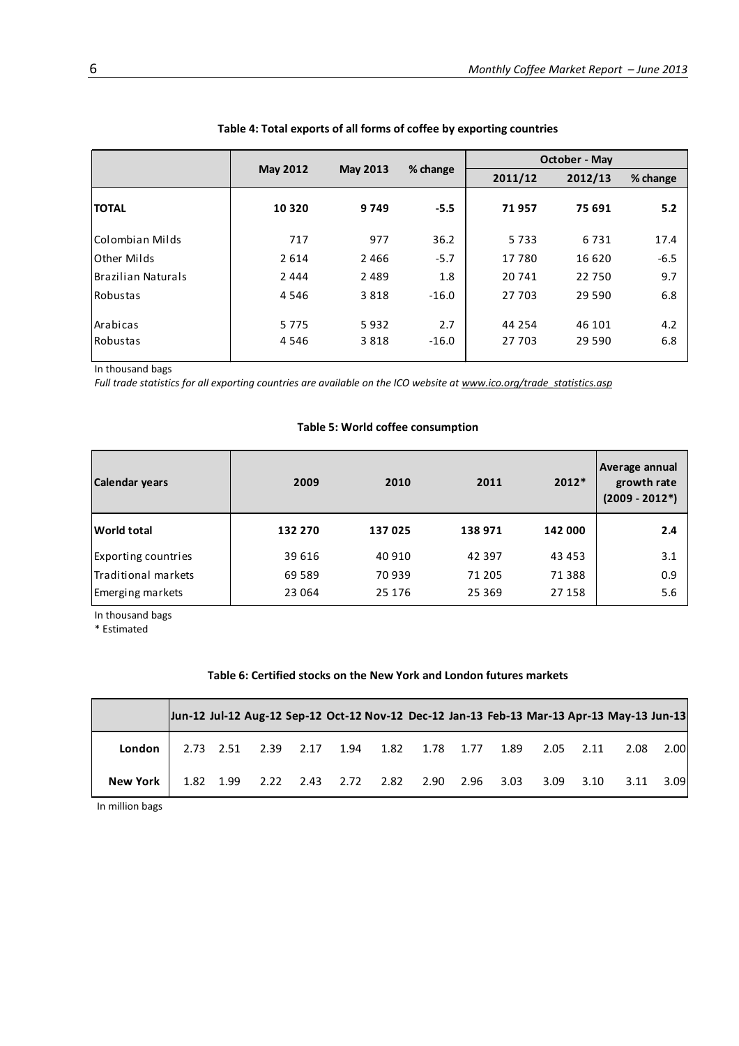**Table 4: Total exports of all forms of coffee by exporting countries**

| | May 2012 | May 2013 | % change | October - May | | |
|---|---|---|---|---|---|---|
| | | | | 2011/12 | 2012/13 | % change |
| **TOTAL** | **10 320** | **9 749** | **-5.5** | **71 957** | **75 691** | **5.2** |
| Colombian Milds | 717 | 977 | 36.2 | 5 733 | 6 731 | 17.4 |
| Other Milds | 2 614 | 2 466 | -5.7 | 17 780 | 16 620 | -6.5 |
| Brazilian Naturals | 2 444 | 2 489 | 1.8 | 20 741 | 22 750 | 9.7 |
| Robustas | 4 546 | 3 818 | -16.0 | 27 703 | 29 590 | 6.8 |
| Arabicas | 5 775 | 5 932 | 2.7 | 44 254 | 46 101 | 4.2 |
| Robustas | 4 546 | 3 818 | -16.0 | 27 703 | 29 590 | 6.8 |

In thousand bags

*Full trade statistics for all exporting countries are available on the ICO website at www.ico.org/trade_statistics.asp*

**Table 5: World coffee consumption**

| Calendar years | 2009 | 2010 | 2011 | 2012* | Average annual growth rate (2009 - 2012*) |
|---|---|---|---|---|---|
| **World total** | **132 270** | **137 025** | **138 971** | **142 000** | **2.4** |
| Exporting countries | 39 616 | 40 910 | 42 397 | 43 453 | 3.1 |
| Traditional markets | 69 589 | 70 939 | 71 205 | 71 388 | 0.9 |
| Emerging markets | 23 064 | 25 176 | 25 369 | 27 158 | 5.6 |

In thousand bags

* Estimated

**Table 6: Certified stocks on the New York and London futures markets**

| | Jun-12 | Jul-12 | Aug-12 | Sep-12 | Oct-12 | Nov-12 | Dec-12 | Jan-13 | Feb-13 | Mar-13 | Apr-13 | May-13 | Jun-13 |
|---|---|---|---|---|---|---|---|---|---|---|---|---|---|
| **London** | 2.73 | 2.51 | 2.39 | 2.17 | 1.94 | 1.82 | 1.78 | 1.77 | 1.89 | 2.05 | 2.11 | 2.08 | 2.00 |
| **New York** | 1.82 | 1.99 | 2.22 | 2.43 | 2.72 | 2.82 | 2.90 | 2.96 | 3.03 | 3.09 | 3.10 | 3.11 | 3.09 |

In million bags